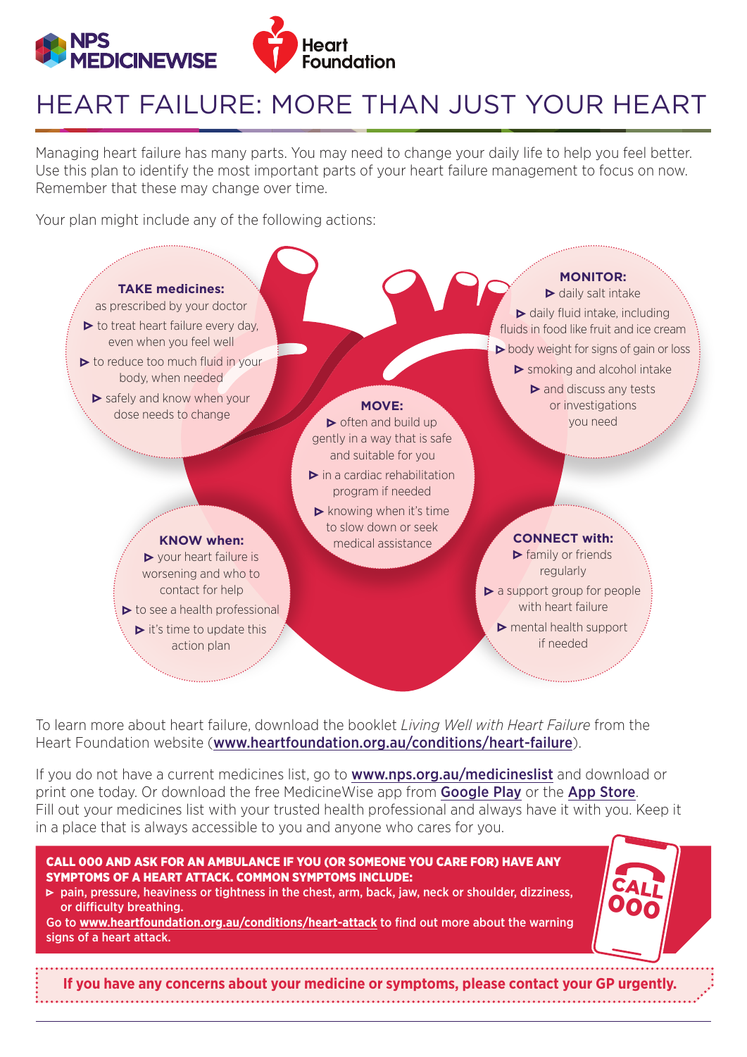# HEART FAILURE: MORE THAN JUST YOUR HEART

Managing heart failure has many parts. You may need to change your daily life to help you feel better. Use this plan to identify the most important parts of your heart failure management to focus on now. Remember that these may change over time.

Your plan might include any of the following actions:

**TAKE medicines:**

as prescribed by your doctor

- to treat heart failure every day, even when you feel well
- to reduce too much fluid in your body, when needed
- safely and know when your dose needs to change

**MONITOR:**

- daily salt intake
- daily fluid intake, including fluids in food like fruit and ice cream
- body weight for signs of gain or loss
- smoking and alcohol intake
- and discuss any tests or investigations you need

**MOVE:**

- often and build up gently in a way that is safe and suitable for you
- in a cardiac rehabilitation program if needed
- knowing when it's time to slow down or seek medical assistance

**KNOW when:**

- your heart failure is worsening and who to contact for help
- to see a health professional
- it's time to update this action plan

**CONNECT with:**

- family or friends regularly
- a support group for people with heart failure
- mental health support if needed

To learn more about heart failure, download the booklet *Living Well with Heart Failure* from the Heart Foundation website (**www.heartfoundation.org.au/conditions/heart-failure**).

If you do not have a current medicines list, go to **www.nps.org.au/medicineslist** and download or print one today. Or download the free MedicineWise app from **Google Play** or the **App Store**. Fill out your medicines list with your trusted health professional and always have it with you. Keep it in a place that is always accessible to you and anyone who cares for you.

**CALL 000 AND ASK FOR AN AMBULANCE IF YOU (OR SOMEONE YOU CARE FOR) HAVE ANY SYMPTOMS OF A HEART ATTACK. COMMON SYMPTOMS INCLUDE:**

- **pain, pressure, heaviness or tightness in the chest, arm, back, jaw, neck or shoulder, dizziness, or difficulty breathing.**

**Go to www.heartfoundation.org.au/conditions/heart-attack to find out more about the warning signs of a heart attack.**

CALL 000

**If you have any concerns about your medicine or symptoms, please contact your GP urgently.**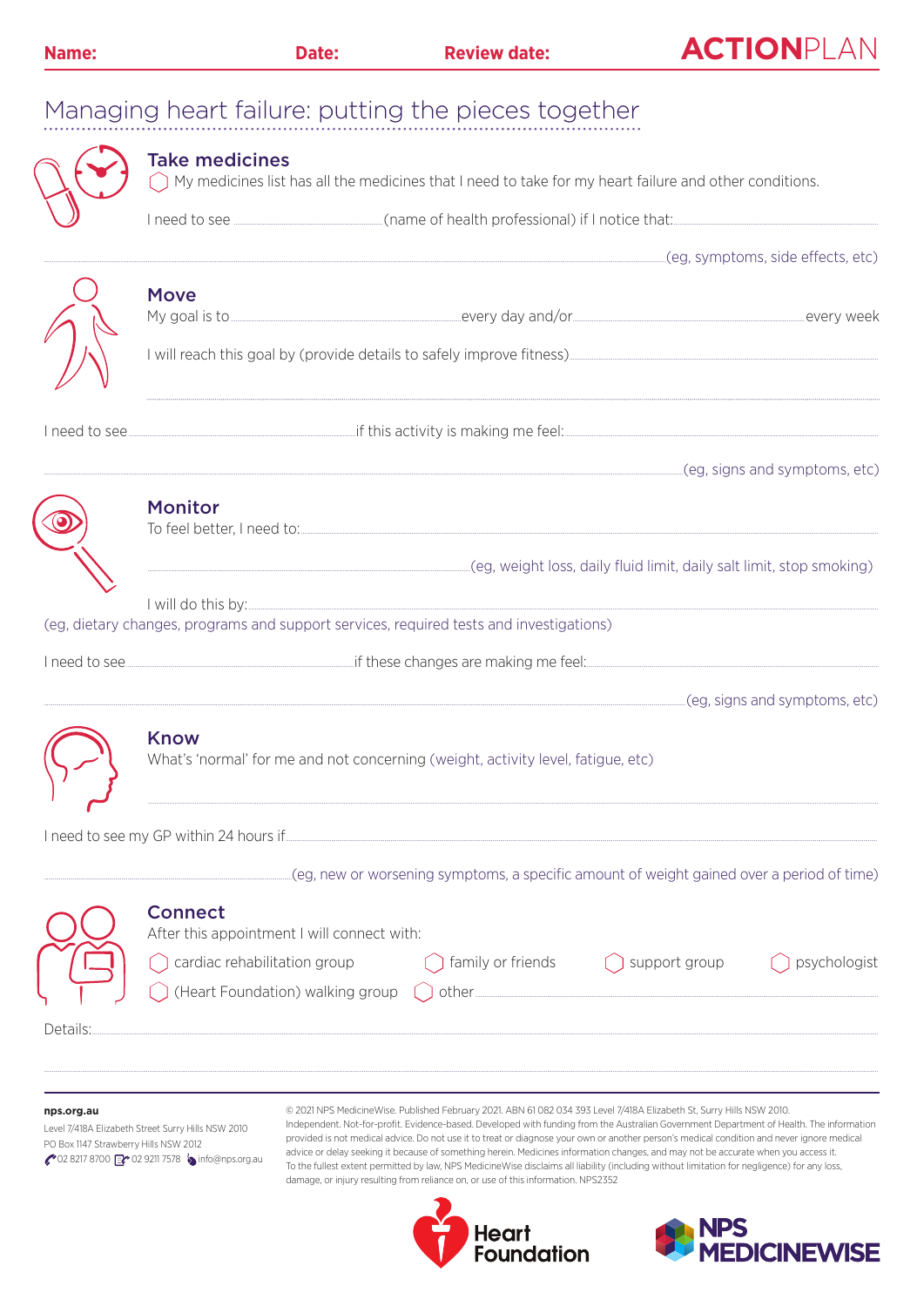**Name:** **Date:** **Review date:** **ACTION**PLAN

# Managing heart failure: putting the pieces together

## Take medicines

- ◯ My medicines list has all the medicines that I need to take for my heart failure and other conditions.

I need to see ........................ (name of health professional) if I notice that: ........................

........................ (eg, symptoms, side effects, etc)

## Move

My goal is to ........................ every day and/or ........................ every week

I will reach this goal by (provide details to safely improve fitness) ........................

........................

I need to see ........................ if this activity is making me feel: ........................

........................ (eg, signs and symptoms, etc)

## Monitor

To feel better, I need to: ........................

........................ (eg, weight loss, daily fluid limit, daily salt limit, stop smoking)

I will do this by: ........................

(eg, dietary changes, programs and support services, required tests and investigations)

I need to see ........................ if these changes are making me feel: ........................

........................ (eg, signs and symptoms, etc)

## Know

What's 'normal' for me and not concerning (weight, activity level, fatigue, etc)

........................

I need to see my GP within 24 hours if ........................

........................ (eg, new or worsening symptoms, a specific amount of weight gained over a period of time)

## Connect

After this appointment I will connect with:

- ◯ cardiac rehabilitation group
- ◯ family or friends
- ◯ support group
- ◯ psychologist
- ◯ (Heart Foundation) walking group
- ◯ other ........................

Details: ........................

........................

**nps.org.au**

Level 7/418A Elizabeth Street Surry Hills NSW 2010
PO Box 1147 Strawberry Hills NSW 2012
02 8217 8700 02 9211 7578 info@nps.org.au

© 2021 NPS MedicineWise. Published February 2021. ABN 61 082 034 393 Level 7/418A Elizabeth St, Surry Hills NSW 2010. Independent. Not-for-profit. Evidence-based. Developed with funding from the Australian Government Department of Health. The information provided is not medical advice. Do not use it to treat or diagnose your own or another person's medical condition and never ignore medical advice or delay seeking it because of something herein. Medicines information changes, and may not be accurate when you access it. To the fullest extent permitted by law, NPS MedicineWise disclaims all liability (including without limitation for negligence) for any loss, damage, or injury resulting from reliance on, or use of this information. NPS2352

Heart Foundation

NPS MEDICINEWISE